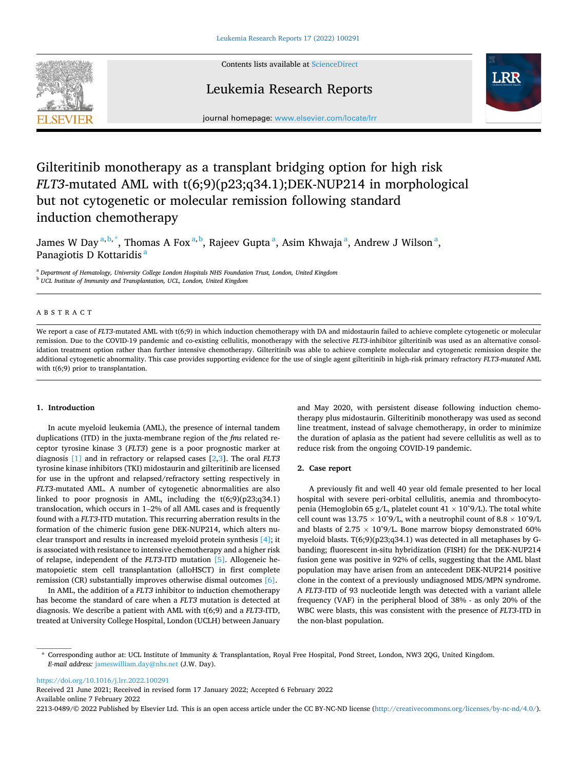# Gilteritinib monotherapy as a transplant bridging option for high risk *FLT3*-mutated AML with t(6;9)(p23;q34.1);DEK-NUP214 in morphological but not cytogenetic or molecular remission following standard induction chemotherapy

James W Day [a,b,*], Thomas A Fox [a,b], Rajeev Gupta [a], Asim Khwaja [a], Andrew J Wilson [a], Panagiotis D Kottaridis [a]

[a] Department of Hematology, University College London Hospitals NHS Foundation Trust, London, United Kingdom
[b] UCL Institute of Immunity and Transplantation, UCL, London, United Kingdom

## ABSTRACT

We report a case of *FLT3*-mutated AML with t(6;9) in which induction chemotherapy with DA and midostaurin failed to achieve complete cytogenetic or molecular remission. Due to the COVID-19 pandemic and co-existing cellulitis, monotherapy with the selective *FLT3*-inhibitor gilteritinib was used as an alternative consolidation treatment option rather than further intensive chemotherapy. Gilteritinib was able to achieve complete molecular and cytogenetic remission despite the additional cytogenetic abnormality. This case provides supporting evidence for the use of single agent gilteritinib in high-risk primary refractory *FLT3-mutated* AML with t(6;9) prior to transplantation.

## 1. Introduction

In acute myeloid leukemia (AML), the presence of internal tandem duplications (ITD) in the juxta-membrane region of the *fms* related receptor tyrosine kinase 3 (*FLT3*) gene is a poor prognostic marker at diagnosis [1] and in refractory or relapsed cases [2,3]. The oral *FLT3* tyrosine kinase inhibitors (TKI) midostaurin and gilteritinib are licensed for use in the upfront and relapsed/refractory setting respectively in *FLT3*-mutated AML. A number of cytogenetic abnormalities are also linked to poor prognosis in AML, including the t(6;9)(p23;q34.1) translocation, which occurs in 1–2% of all AML cases and is frequently found with a *FLT3*-ITD mutation. This recurring aberration results in the formation of the chimeric fusion gene DEK-NUP214, which alters nuclear transport and results in increased myeloid protein synthesis [4]; it is associated with resistance to intensive chemotherapy and a higher risk of relapse, independent of the *FLT3*-ITD mutation [5]. Allogeneic hematopoietic stem cell transplantation (alloHSCT) in first complete remission (CR) substantially improves otherwise dismal outcomes [6].

In AML, the addition of a *FLT3* inhibitor to induction chemotherapy has become the standard of care when a *FLT3* mutation is detected at diagnosis. We describe a patient with AML with t(6;9) and a *FLT3*-ITD, treated at University College Hospital, London (UCLH) between January and May 2020, with persistent disease following induction chemotherapy plus midostaurin. Gilteritinib monotherapy was used as second line treatment, instead of salvage chemotherapy, in order to minimize the duration of aplasia as the patient had severe cellulitis as well as to reduce risk from the ongoing COVID-19 pandemic.

## 2. Case report

A previously fit and well 40 year old female presented to her local hospital with severe peri-orbital cellulitis, anemia and thrombocytopenia (Hemoglobin 65 g/L, platelet count 41 × 10ˆ9/L). The total white cell count was 13.75 × 10ˆ9/L, with a neutrophil count of 8.8 × 10ˆ9/L and blasts of 2.75 × 10ˆ9/L. Bone marrow biopsy demonstrated 60% myeloid blasts. T(6;9)(p23;q34.1) was detected in all metaphases by G-banding; fluorescent in-situ hybridization (FISH) for the DEK-NUP214 fusion gene was positive in 92% of cells, suggesting that the AML blast population may have arisen from an antecedent DEK-NUP214 positive clone in the context of a previously undiagnosed MDS/MPN syndrome. A *FLT3*-ITD of 93 nucleotide length was detected with a variant allele frequency (VAF) in the peripheral blood of 38% - as only 20% of the WBC were blasts, this was consistent with the presence of *FLT3*-ITD in the non-blast population.

\* Corresponding author at: UCL Institute of Immunity & Transplantation, Royal Free Hospital, Pond Street, London, NW3 2QG, United Kingdom.
*E-mail address:* jameswilliam.day@nhs.net (J.W. Day).

https://doi.org/10.1016/j.lrr.2022.100291
Received 21 June 2021; Received in revised form 17 January 2022; Accepted 6 February 2022
Available online 7 February 2022
2213-0489/© 2022 Published by Elsevier Ltd. This is an open access article under the CC BY-NC-ND license (http://creativecommons.org/licenses/by-nc-nd/4.0/).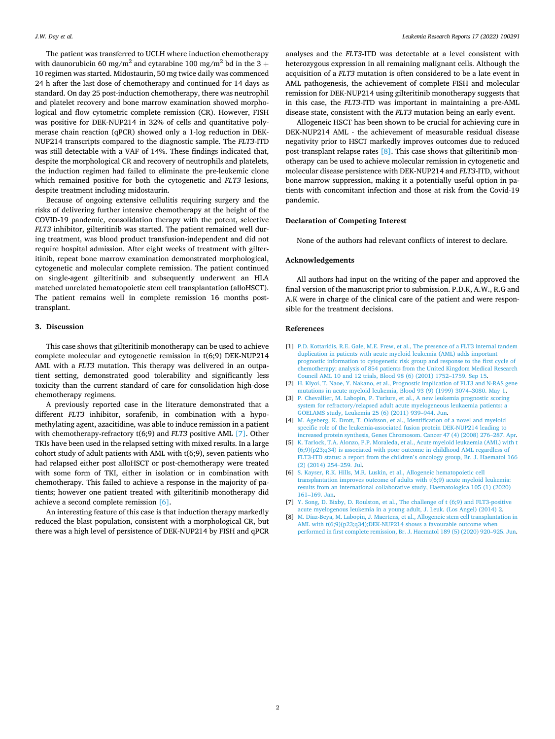The patient was transferred to UCLH where induction chemotherapy with daunorubicin 60 mg/m$^2$ and cytarabine 100 mg/m$^2$ bd in the 3 + 10 regimen was started. Midostaurin, 50 mg twice daily was commenced 24 h after the last dose of chemotherapy and continued for 14 days as standard. On day 25 post-induction chemotherapy, there was neutrophil and platelet recovery and bone marrow examination showed morphological and flow cytometric complete remission (CR). However, FISH was positive for DEK-NUP214 in 32% of cells and quantitative polymerase chain reaction (qPCR) showed only a 1-log reduction in DEK-NUP214 transcripts compared to the diagnostic sample. The *FLT3*-ITD was still detectable with a VAF of 14%. These findings indicated that, despite the morphological CR and recovery of neutrophils and platelets, the induction regimen had failed to eliminate the pre-leukemic clone which remained positive for both the cytogenetic and *FLT3* lesions, despite treatment including midostaurin.

Because of ongoing extensive cellulitis requiring surgery and the risks of delivering further intensive chemotherapy at the height of the COVID-19 pandemic, consolidation therapy with the potent, selective *FLT3* inhibitor, gilteritinib was started. The patient remained well during treatment, was blood product transfusion-independent and did not require hospital admission. After eight weeks of treatment with gilteritinib, repeat bone marrow examination demonstrated morphological, cytogenetic and molecular complete remission. The patient continued on single-agent gilteritinib and subsequently underwent an HLA matched unrelated hematopoietic stem cell transplantation (alloHSCT). The patient remains well in complete remission 16 months post-transplant.

## 3. Discussion

This case shows that gilteritinib monotherapy can be used to achieve complete molecular and cytogenetic remission in t(6;9) DEK-NUP214 AML with a *FLT3* mutation. This therapy was delivered in an outpatient setting, demonstrated good tolerability and significantly less toxicity than the current standard of care for consolidation high-dose chemotherapy regimens.

A previously reported case in the literature demonstrated that a different *FLT3* inhibitor, sorafenib, in combination with a hypomethylating agent, azacitidine, was able to induce remission in a patient with chemotherapy-refractory t(6;9) and *FLT3* positive AML [7]. Other TKIs have been used in the relapsed setting with mixed results. In a large cohort study of adult patients with AML with t(6;9), seven patients who had relapsed either post alloHSCT or post-chemotherapy were treated with some form of TKI, either in isolation or in combination with chemotherapy. This failed to achieve a response in the majority of patients; however one patient treated with gilteritinib monotherapy did achieve a second complete remission [6].

An interesting feature of this case is that induction therapy markedly reduced the blast population, consistent with a morphological CR, but there was a high level of persistence of DEK-NUP214 by FISH and qPCR analyses and the *FLT3*-ITD was detectable at a level consistent with heterozygous expression in all remaining malignant cells. Although the acquisition of a *FLT3* mutation is often considered to be a late event in AML pathogenesis, the achievement of complete FISH and molecular remission for DEK-NUP214 using gilteritinib monotherapy suggests that in this case, the *FLT3*-ITD was important in maintaining a pre-AML disease state, consistent with the *FLT3* mutation being an early event.

Allogeneic HSCT has been shown to be crucial for achieving cure in DEK-NUP214 AML - the achievement of measurable residual disease negativity prior to HSCT markedly improves outcomes due to reduced post-transplant relapse rates [8]. This case shows that gilteritinib monotherapy can be used to achieve molecular remission in cytogenetic and molecular disease persistence with DEK-NUP214 and *FLT3*-ITD, without bone marrow suppression, making it a potentially useful option in patients with concomitant infection and those at risk from the Covid-19 pandemic.

## Declaration of Competing Interest

None of the authors had relevant conflicts of interest to declare.

## Acknowledgements

All authors had input on the writing of the paper and approved the final version of the manuscript prior to submission. P.D.K, A.W., R.G and A.K were in charge of the clinical care of the patient and were responsible for the treatment decisions.

## References

[1] P.D. Kottaridis, R.E. Gale, M.E. Frew, et al., The presence of a FLT3 internal tandem duplication in patients with acute myeloid leukemia (AML) adds important prognostic information to cytogenetic risk group and response to the first cycle of chemotherapy: analysis of 854 patients from the United Kingdom Medical Research Council AML 10 and 12 trials, Blood 98 (6) (2001) 1752–1759. Sep 15.

[2] H. Kiyoi, T. Naoe, Y. Nakano, et al., Prognostic implication of FLT3 and N-RAS gene mutations in acute myeloid leukemia, Blood 93 (9) (1999) 3074–3080. May 1.

[3] P. Chevallier, M. Labopin, P. Turlure, et al., A new leukemia prognostic scoring system for refractory/relapsed adult acute myelogeneous leukaemia patients: a GOELAMS study, Leukemia 25 (6) (2011) 939–944. Jun.

[4] M. Ageberg, K. Drott, T. Olofsson, et al., Identification of a novel and myeloid specific role of the leukemia-associated fusion protein DEK-NUP214 leading to increased protein synthesis, Genes Chromosom. Cancer 47 (4) (2008) 276–287. Apr.

[5] K. Tarlock, T.A. Alonzo, P.P. Moraleda, et al., Acute myeloid leukaemia (AML) with t (6;9)(p23;q34) is associated with poor outcome in childhood AML regardless of FLT3-ITD status: a report from the children's oncology group, Br. J. Haematol 166 (2) (2014) 254–259. Jul.

[6] S. Kayser, R.K. Hills, M.R. Luskin, et al., Allogeneic hematopoietic cell transplantation improves outcome of adults with t(6;9) acute myeloid leukemia: results from an international collaborative study, Haematologica 105 (1) (2020) 161–169. Jan.

[7] Y. Song, D. Bixby, D. Roulston, et al., The challenge of t (6;9) and FLT3-positive acute myelogenous leukemia in a young adult, J. Leuk. (Los Angel) (2014) 2.

[8] M. Diaz-Beya, M. Labopin, J. Maertens, et al., Allogeneic stem cell transplantation in AML with t(6;9)(p23;q34);DEK-NUP214 shows a favourable outcome when performed in first complete remission, Br. J. Haematol 189 (5) (2020) 920–925. Jun.